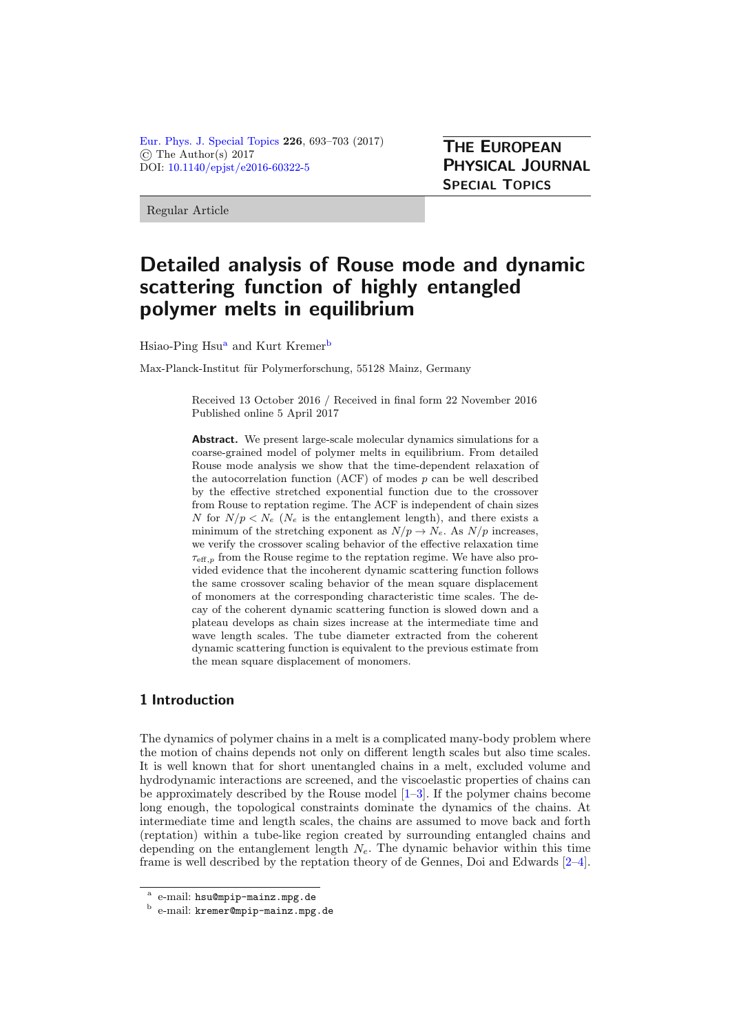Regular Article

# Detailed analysis of Rouse mode and dynamic scattering function of highly entangled polymer melts in equilibrium

Hsiao-Ping Hsu[a] and Kurt Kremer[b]

Max-Planck-Institut für Polymerforschung, 55128 Mainz, Germany

Received 13 October 2016 / Received in final form 22 November 2016
Published online 5 April 2017

**Abstract.** We present large-scale molecular dynamics simulations for a coarse-grained model of polymer melts in equilibrium. From detailed Rouse mode analysis we show that the time-dependent relaxation of the autocorrelation function (ACF) of modes $p$ can be well described by the effective stretched exponential function due to the crossover from Rouse to reptation regime. The ACF is independent of chain sizes $N$ for $N/p < N_e$ ($N_e$ is the entanglement length), and there exists a minimum of the stretching exponent as $N/p \to N_e$. As $N/p$ increases, we verify the crossover scaling behavior of the effective relaxation time $\tau_{\text{eff},p}$ from the Rouse regime to the reptation regime. We have also provided evidence that the incoherent dynamic scattering function follows the same crossover scaling behavior of the mean square displacement of monomers at the corresponding characteristic time scales. The decay of the coherent dynamic scattering function is slowed down and a plateau develops as chain sizes increase at the intermediate time and wave length scales. The tube diameter extracted from the coherent dynamic scattering function is equivalent to the previous estimate from the mean square displacement of monomers.

## 1 Introduction

The dynamics of polymer chains in a melt is a complicated many-body problem where the motion of chains depends not only on different length scales but also time scales. It is well known that for short unentangled chains in a melt, excluded volume and hydrodynamic interactions are screened, and the viscoelastic properties of chains can be approximately described by the Rouse model [1–3]. If the polymer chains become long enough, the topological constraints dominate the dynamics of the chains. At intermediate time and length scales, the chains are assumed to move back and forth (reptation) within a tube-like region created by surrounding entangled chains and depending on the entanglement length $N_e$. The dynamic behavior within this time frame is well described by the reptation theory of de Gennes, Doi and Edwards [2–4].

[a] e-mail: hsu@mpip-mainz.mpg.de
[b] e-mail: kremer@mpip-mainz.mpg.de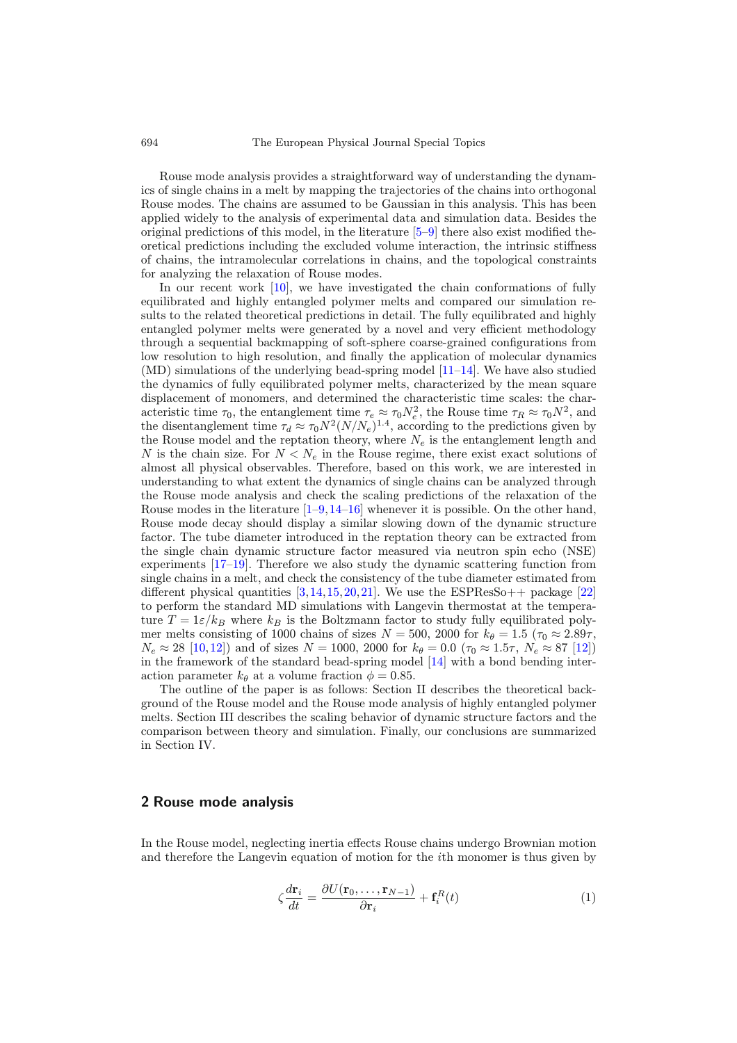Rouse mode analysis provides a straightforward way of understanding the dynamics of single chains in a melt by mapping the trajectories of the chains into orthogonal Rouse modes. The chains are assumed to be Gaussian in this analysis. This has been applied widely to the analysis of experimental data and simulation data. Besides the original predictions of this model, in the literature [5–9] there also exist modified theoretical predictions including the excluded volume interaction, the intrinsic stiffness of chains, the intramolecular correlations in chains, and the topological constraints for analyzing the relaxation of Rouse modes.

In our recent work [10], we have investigated the chain conformations of fully equilibrated and highly entangled polymer melts and compared our simulation results to the related theoretical predictions in detail. The fully equilibrated and highly entangled polymer melts were generated by a novel and very efficient methodology through a sequential backmapping of soft-sphere coarse-grained configurations from low resolution to high resolution, and finally the application of molecular dynamics (MD) simulations of the underlying bead-spring model [11–14]. We have also studied the dynamics of fully equilibrated polymer melts, characterized by the mean square displacement of monomers, and determined the characteristic time scales: the characteristic time $\tau_0$, the entanglement time $\tau_e \approx \tau_0 N_e^2$, the Rouse time $\tau_R \approx \tau_0 N^2$, and the disentanglement time $\tau_d \approx \tau_0 N^2 (N/N_e)^{1.4}$, according to the predictions given by the Rouse model and the reptation theory, where $N_e$ is the entanglement length and $N$ is the chain size. For $N < N_e$ in the Rouse regime, there exist exact solutions of almost all physical observables. Therefore, based on this work, we are interested in understanding to what extent the dynamics of single chains can be analyzed through the Rouse mode analysis and check the scaling predictions of the relaxation of the Rouse modes in the literature [1–9,14–16] whenever it is possible. On the other hand, Rouse mode decay should display a similar slowing down of the dynamic structure factor. The tube diameter introduced in the reptation theory can be extracted from the single chain dynamic structure factor measured via neutron spin echo (NSE) experiments [17–19]. Therefore we also study the dynamic scattering function from single chains in a melt, and check the consistency of the tube diameter estimated from different physical quantities [3,14,15,20,21]. We use the ESPResSo++ package [22] to perform the standard MD simulations with Langevin thermostat at the temperature $T = 1\varepsilon/k_B$ where $k_B$ is the Boltzmann factor to study fully equilibrated polymer melts consisting of 1000 chains of sizes $N = 500$, 2000 for $k_\theta = 1.5$ ($\tau_0 \approx 2.89\tau$, $N_e \approx 28$ [10,12]) and of sizes $N = 1000$, 2000 for $k_\theta = 0.0$ ($\tau_0 \approx 1.5\tau$, $N_e \approx 87$ [12]) in the framework of the standard bead-spring model [14] with a bond bending interaction parameter $k_\theta$ at a volume fraction $\phi = 0.85$.

The outline of the paper is as follows: Section II describes the theoretical background of the Rouse model and the Rouse mode analysis of highly entangled polymer melts. Section III describes the scaling behavior of dynamic structure factors and the comparison between theory and simulation. Finally, our conclusions are summarized in Section IV.

## 2 Rouse mode analysis

In the Rouse model, neglecting inertia effects Rouse chains undergo Brownian motion and therefore the Langevin equation of motion for the $i$th monomer is thus given by

$$\zeta \frac{d\mathbf{r}_i}{dt} = \frac{\partial U(\mathbf{r}_0, \ldots, \mathbf{r}_{N-1})}{\partial \mathbf{r}_i} + \mathbf{f}_i^R(t) \tag{1}$$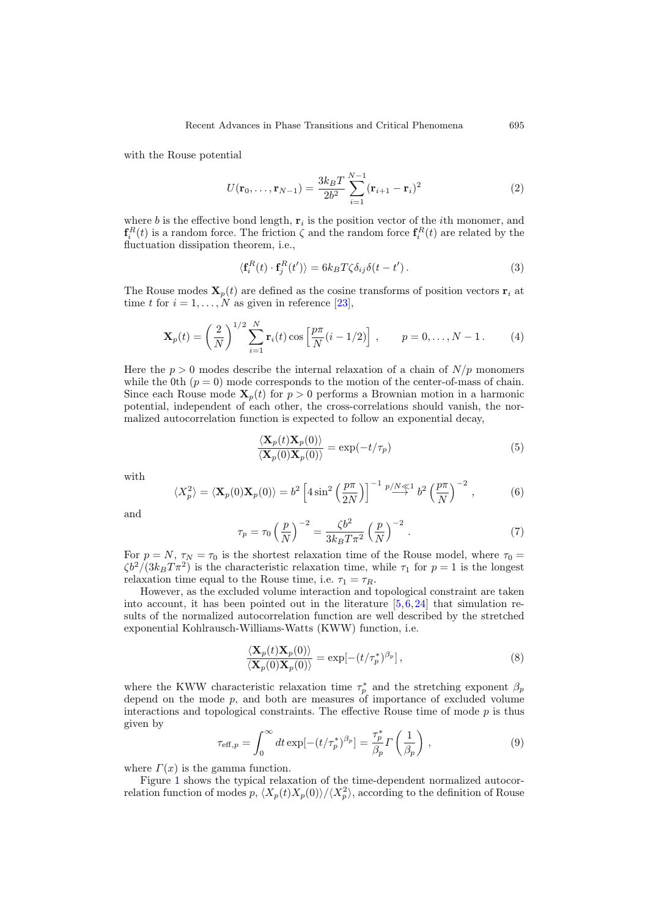with the Rouse potential

$$U(\mathbf{r}_0, \ldots, \mathbf{r}_{N-1}) = \frac{3k_BT}{2b^2} \sum_{i=1}^{N-1} (\mathbf{r}_{i+1} - \mathbf{r}_i)^2 \tag{2}$$

where $b$ is the effective bond length, $\mathbf{r}_i$ is the position vector of the $i$th monomer, and $\mathbf{f}_i^R(t)$ is a random force. The friction $\zeta$ and the random force $\mathbf{f}_i^R(t)$ are related by the fluctuation dissipation theorem, i.e.,

$$\langle \mathbf{f}_i^R(t) \cdot \mathbf{f}_j^R(t') \rangle = 6k_BT\zeta\delta_{ij}\delta(t - t') \,. \tag{3}$$

The Rouse modes $\mathbf{X}_p(t)$ are defined as the cosine transforms of position vectors $\mathbf{r}_i$ at time $t$ for $i = 1, \ldots, N$ as given in reference [23],

$$\mathbf{X}_p(t) = \left(\frac{2}{N}\right)^{1/2} \sum_{i=1}^{N} \mathbf{r}_i(t) \cos\left[\frac{p\pi}{N}(i - 1/2)\right] , \qquad p = 0, \ldots, N-1 \,. \tag{4}$$

Here the $p > 0$ modes describe the internal relaxation of a chain of $N/p$ monomers while the 0th ($p = 0$) mode corresponds to the motion of the center-of-mass of chain. Since each Rouse mode $\mathbf{X}_p(t)$ for $p > 0$ performs a Brownian motion in a harmonic potential, independent of each other, the cross-correlations should vanish, the normalized autocorrelation function is expected to follow an exponential decay,

$$\frac{\langle \mathbf{X}_p(t)\mathbf{X}_p(0)\rangle}{\langle \mathbf{X}_p(0)\mathbf{X}_p(0)\rangle} = \exp(-t/\tau_p) \tag{5}$$

with

$$\langle X_p^2 \rangle = \langle \mathbf{X}_p(0)\mathbf{X}_p(0)\rangle = b^2 \left[4\sin^2\left(\frac{p\pi}{2N}\right)\right]^{-1} \overset{p/N \ll 1}{\longrightarrow} b^2 \left(\frac{p\pi}{N}\right)^{-2} , \tag{6}$$

and

$$\tau_p = \tau_0 \left(\frac{p}{N}\right)^{-2} = \frac{\zeta b^2}{3k_BT\pi^2}\left(\frac{p}{N}\right)^{-2} . \tag{7}$$

For $p = N$, $\tau_N = \tau_0$ is the shortest relaxation time of the Rouse model, where $\tau_0 = \zeta b^2/(3k_BT\pi^2)$ is the characteristic relaxation time, while $\tau_1$ for $p = 1$ is the longest relaxation time equal to the Rouse time, i.e. $\tau_1 = \tau_R$.

However, as the excluded volume interaction and topological constraint are taken into account, it has been pointed out in the literature [5,6,24] that simulation results of the normalized autocorrelation function are well described by the stretched exponential Kohlrausch-Williams-Watts (KWW) function, i.e.

$$\frac{\langle \mathbf{X}_p(t)\mathbf{X}_p(0)\rangle}{\langle \mathbf{X}_p(0)\mathbf{X}_p(0)\rangle} = \exp[-(t/\tau_p^*)^{\beta_p}] \,, \tag{8}$$

where the KWW characteristic relaxation time $\tau_p^*$ and the stretching exponent $\beta_p$ depend on the mode $p$, and both are measures of importance of excluded volume interactions and topological constraints. The effective Rouse time of mode $p$ is thus given by

$$\tau_{\text{eff},p} = \int_0^\infty dt \exp[-(t/\tau_p^*)^{\beta_p}] = \frac{\tau_p^*}{\beta_p}\Gamma\left(\frac{1}{\beta_p}\right) , \tag{9}$$

where $\Gamma(x)$ is the gamma function.

Figure 1 shows the typical relaxation of the time-dependent normalized autocorrelation function of modes $p$, $\langle X_p(t)X_p(0)\rangle/\langle X_p^2\rangle$, according to the definition of Rouse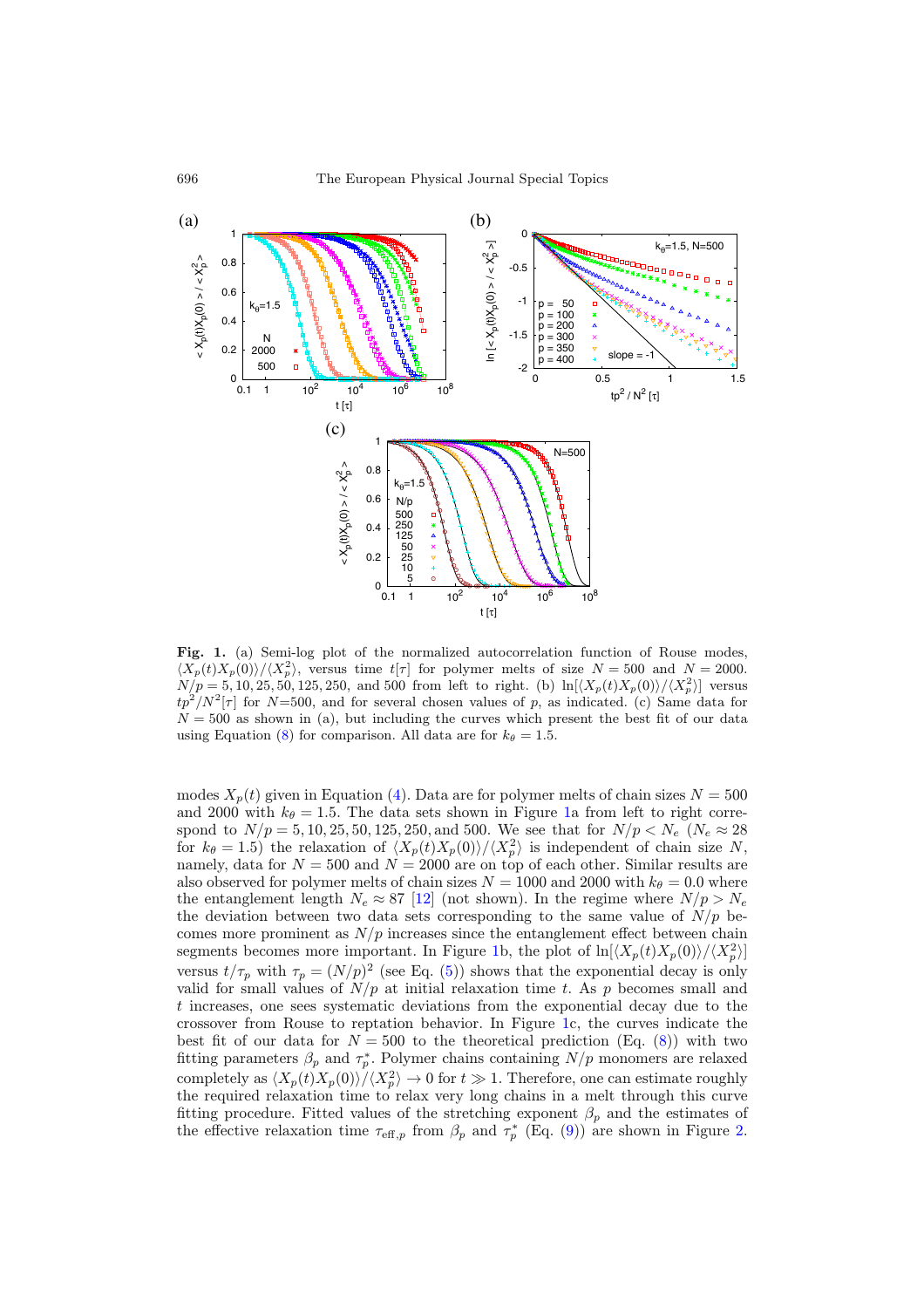**Fig. 1.** (a) Semi-log plot of the normalized autocorrelation function of Rouse modes, $\langle X_p(t)X_p(0)\rangle/\langle X_p^2\rangle$, versus time $t[\tau]$ for polymer melts of size $N = 500$ and $N = 2000$. $N/p = 5, 10, 25, 50, 125, 250$, and 500 from left to right. (b) $\ln[\langle X_p(t)X_p(0)\rangle/\langle X_p^2\rangle]$ versus $tp^2/N^2[\tau]$ for $N$=500, and for several chosen values of $p$, as indicated. (c) Same data for $N = 500$ as shown in (a), but including the curves which present the best fit of our data using Equation (8) for comparison. All data are for $k_\theta = 1.5$.

modes $X_p(t)$ given in Equation (4). Data are for polymer melts of chain sizes $N = 500$ and 2000 with $k_\theta = 1.5$. The data sets shown in Figure 1a from left to right correspond to $N/p = 5, 10, 25, 50, 125, 250,$ and 500. We see that for $N/p < N_e$ ($N_e \approx 28$ for $k_\theta = 1.5$) the relaxation of $\langle X_p(t)X_p(0)\rangle/\langle X_p^2\rangle$ is independent of chain size $N$, namely, data for $N = 500$ and $N = 2000$ are on top of each other. Similar results are also observed for polymer melts of chain sizes $N = 1000$ and 2000 with $k_\theta = 0.0$ where the entanglement length $N_e \approx 87$ [12] (not shown). In the regime where $N/p > N_e$ the deviation between two data sets corresponding to the same value of $N/p$ becomes more prominent as $N/p$ increases since the entanglement effect between chain segments becomes more important. In Figure 1b, the plot of $\ln[\langle X_p(t)X_p(0)\rangle/\langle X_p^2\rangle]$ versus $t/\tau_p$ with $\tau_p = (N/p)^2$ (see Eq. (5)) shows that the exponential decay is only valid for small values of $N/p$ at initial relaxation time $t$. As $p$ becomes small and $t$ increases, one sees systematic deviations from the exponential decay due to the crossover from Rouse to reptation behavior. In Figure 1c, the curves indicate the best fit of our data for $N = 500$ to the theoretical prediction (Eq. (8)) with two fitting parameters $\beta_p$ and $\tau_p^*$. Polymer chains containing $N/p$ monomers are relaxed completely as $\langle X_p(t)X_p(0)\rangle/\langle X_p^2\rangle \to 0$ for $t \gg 1$. Therefore, one can estimate roughly the required relaxation time to relax very long chains in a melt through this curve fitting procedure. Fitted values of the stretching exponent $\beta_p$ and the estimates of the effective relaxation time $\tau_{\text{eff},p}$ from $\beta_p$ and $\tau_p^*$ (Eq. (9)) are shown in Figure 2.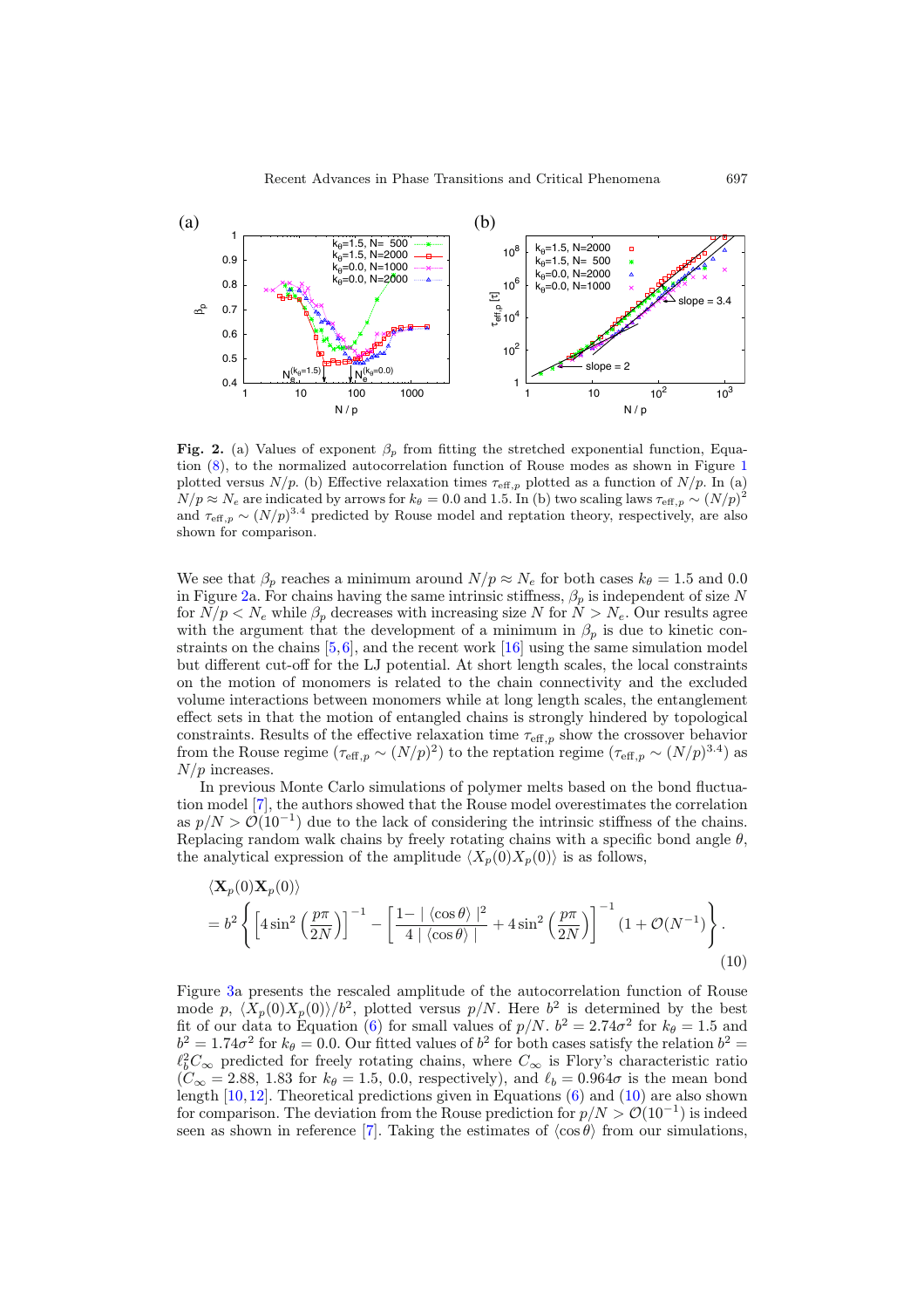**Fig. 2.** (a) Values of exponent $\beta_p$ from fitting the stretched exponential function, Equation (8), to the normalized autocorrelation function of Rouse modes as shown in Figure 1 plotted versus $N/p$. (b) Effective relaxation times $\tau_{\text{eff},p}$ plotted as a function of $N/p$. In (a) $N/p \approx N_e$ are indicated by arrows for $k_\theta = 0.0$ and 1.5. In (b) two scaling laws $\tau_{\text{eff},p} \sim (N/p)^2$ and $\tau_{\text{eff},p} \sim (N/p)^{3.4}$ predicted by Rouse model and reptation theory, respectively, are also shown for comparison.

We see that $\beta_p$ reaches a minimum around $N/p \approx N_e$ for both cases $k_\theta = 1.5$ and 0.0 in Figure 2a. For chains having the same intrinsic stiffness, $\beta_p$ is independent of size $N$ for $N/p < N_e$ while $\beta_p$ decreases with increasing size $N$ for $N > N_e$. Our results agree with the argument that the development of a minimum in $\beta_p$ is due to kinetic constraints on the chains [5,6], and the recent work [16] using the same simulation model but different cut-off for the LJ potential. At short length scales, the local constraints on the motion of monomers is related to the chain connectivity and the excluded volume interactions between monomers while at long length scales, the entanglement effect sets in that the motion of entangled chains is strongly hindered by topological constraints. Results of the effective relaxation time $\tau_{\text{eff},p}$ show the crossover behavior from the Rouse regime ($\tau_{\text{eff},p} \sim (N/p)^2$) to the reptation regime ($\tau_{\text{eff},p} \sim (N/p)^{3.4}$) as $N/p$ increases.

In previous Monte Carlo simulations of polymer melts based on the bond fluctuation model [7], the authors showed that the Rouse model overestimates the correlation as $p/N > \mathcal{O}(10^{-1})$ due to the lack of considering the intrinsic stiffness of the chains. Replacing random walk chains by freely rotating chains with a specific bond angle $\theta$, the analytical expression of the amplitude $\langle X_p(0)X_p(0)\rangle$ is as follows,

$$
\begin{aligned}
&\langle \mathbf{X}_p(0)\mathbf{X}_p(0)\rangle \\
&= b^2 \left\{ \left[4\sin^2\left(\frac{p\pi}{2N}\right)\right]^{-1} - \left[\frac{1-|\langle\cos\theta\rangle|^2}{4\,|\langle\cos\theta\rangle|} + 4\sin^2\left(\frac{p\pi}{2N}\right)\right]^{-1} (1+\mathcal{O}(N^{-1})\right\}.
\end{aligned}
\tag{10}
$$

Figure 3a presents the rescaled amplitude of the autocorrelation function of Rouse mode $p$, $\langle X_p(0)X_p(0)\rangle/b^2$, plotted versus $p/N$. Here $b^2$ is determined by the best fit of our data to Equation (6) for small values of $p/N$. $b^2 = 2.74\sigma^2$ for $k_\theta = 1.5$ and $b^2 = 1.74\sigma^2$ for $k_\theta = 0.0$. Our fitted values of $b^2$ for both cases satisfy the relation $b^2 = \ell_b^2 C_\infty$ predicted for freely rotating chains, where $C_\infty$ is Flory's characteristic ratio ($C_\infty = 2.88$, 1.83 for $k_\theta = 1.5$, 0.0, respectively), and $\ell_b = 0.964\sigma$ is the mean bond length [10,12]. Theoretical predictions given in Equations (6) and (10) are also shown for comparison. The deviation from the Rouse prediction for $p/N > \mathcal{O}(10^{-1})$ is indeed seen as shown in reference [7]. Taking the estimates of $\langle\cos\theta\rangle$ from our simulations,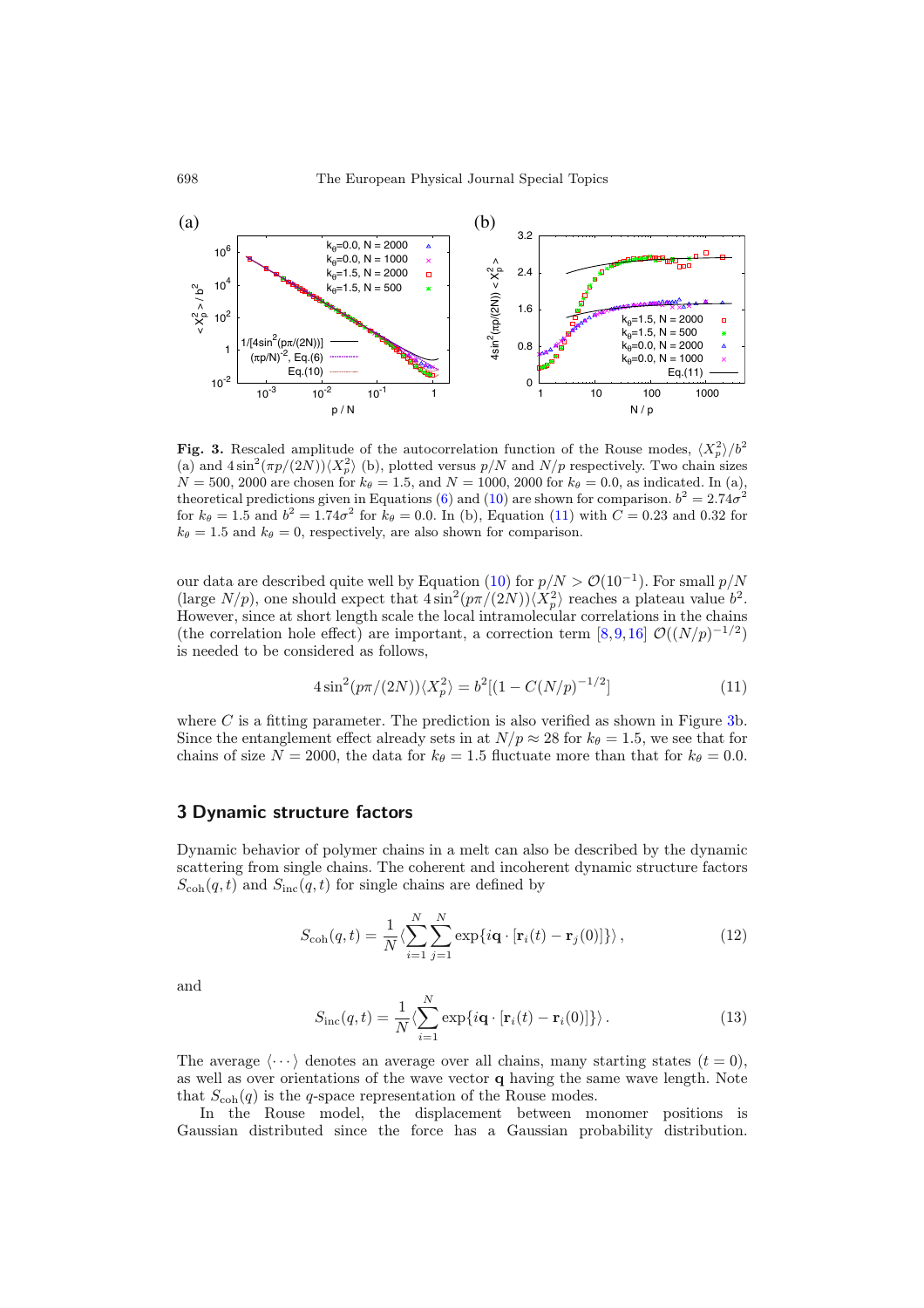**Fig. 3.** Rescaled amplitude of the autocorrelation function of the Rouse modes, $\langle X_p^2 \rangle / b^2$ (a) and $4\sin^2(\pi p/(2N))\langle X_p^2 \rangle$ (b), plotted versus $p/N$ and $N/p$ respectively. Two chain sizes $N = 500, 2000$ are chosen for $k_\theta = 1.5$, and $N = 1000, 2000$ for $k_\theta = 0.0$, as indicated. In (a), theoretical predictions given in Equations (6) and (10) are shown for comparison. $b^2 = 2.74\sigma^2$ for $k_\theta = 1.5$ and $b^2 = 1.74\sigma^2$ for $k_\theta = 0.0$. In (b), Equation (11) with $C = 0.23$ and $0.32$ for $k_\theta = 1.5$ and $k_\theta = 0$, respectively, are also shown for comparison.

our data are described quite well by Equation (10) for $p/N > \mathcal{O}(10^{-1})$. For small $p/N$ (large $N/p$), one should expect that $4\sin^2(p\pi/(2N))\langle X_p^2 \rangle$ reaches a plateau value $b^2$. However, since at short length scale the local intramolecular correlations in the chains (the correlation hole effect) are important, a correction term [8,9,16] $\mathcal{O}((N/p)^{-1/2})$ is needed to be considered as follows,

$$4\sin^2(p\pi/(2N))\langle X_p^2 \rangle = b^2[(1 - C(N/p)^{-1/2}] \tag{11}$$

where $C$ is a fitting parameter. The prediction is also verified as shown in Figure 3b. Since the entanglement effect already sets in at $N/p \approx 28$ for $k_\theta = 1.5$, we see that for chains of size $N = 2000$, the data for $k_\theta = 1.5$ fluctuate more than that for $k_\theta = 0.0$.

## 3 Dynamic structure factors

Dynamic behavior of polymer chains in a melt can also be described by the dynamic scattering from single chains. The coherent and incoherent dynamic structure factors $S_{\mathrm{coh}}(q,t)$ and $S_{\mathrm{inc}}(q,t)$ for single chains are defined by

$$S_{\mathrm{coh}}(q,t) = \frac{1}{N}\langle \sum_{i=1}^{N}\sum_{j=1}^{N} \exp\{i\mathbf{q}\cdot[\mathbf{r}_i(t) - \mathbf{r}_j(0)]\}\rangle \,, \tag{12}$$

and

$$S_{\mathrm{inc}}(q,t) = \frac{1}{N}\langle \sum_{i=1}^{N} \exp\{i\mathbf{q}\cdot[\mathbf{r}_i(t) - \mathbf{r}_i(0)]\}\rangle \,. \tag{13}$$

The average $\langle \cdots \rangle$ denotes an average over all chains, many starting states ($t = 0$), as well as over orientations of the wave vector $\mathbf{q}$ having the same wave length. Note that $S_{\mathrm{coh}}(q)$ is the $q$-space representation of the Rouse modes.

In the Rouse model, the displacement between monomer positions is Gaussian distributed since the force has a Gaussian probability distribution.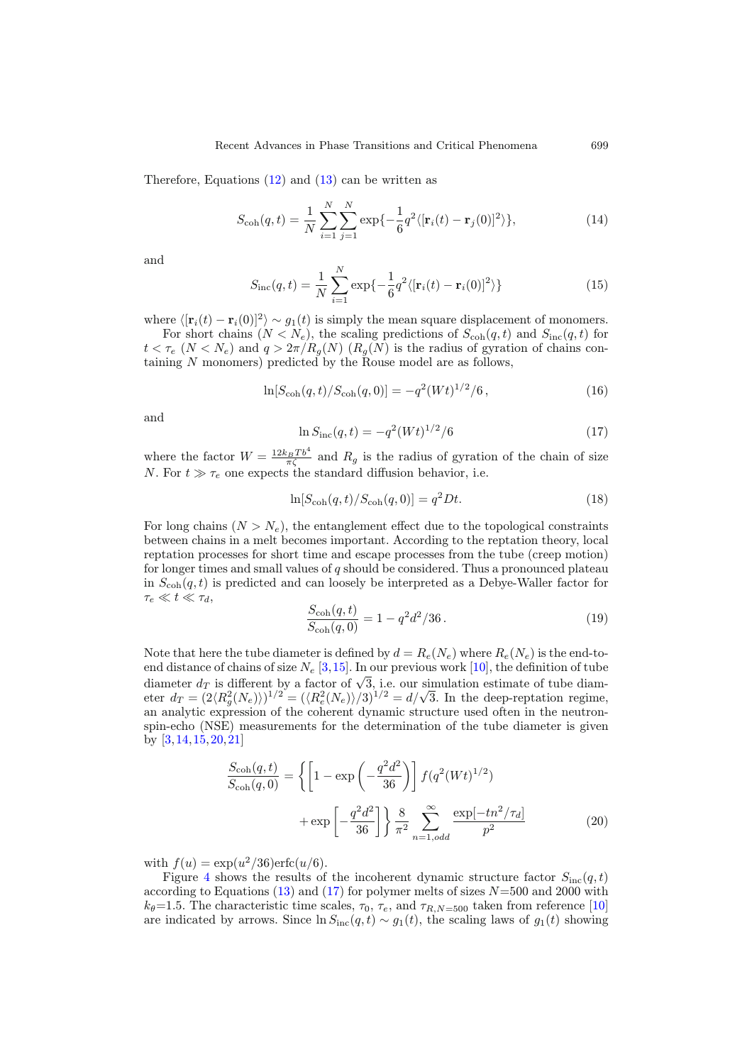Therefore, Equations (12) and (13) can be written as

$$S_{\rm coh}(q,t) = \frac{1}{N}\sum_{i=1}^{N}\sum_{j=1}^{N} \exp\{-\frac{1}{6}q^2\langle[\mathbf{r}_i(t)-\mathbf{r}_j(0)]^2\rangle\}, \tag{14}$$

and

$$S_{\rm inc}(q,t) = \frac{1}{N}\sum_{i=1}^{N} \exp\{-\frac{1}{6}q^2\langle[\mathbf{r}_i(t)-\mathbf{r}_i(0)]^2\rangle\} \tag{15}$$

where $\langle[\mathbf{r}_i(t)-\mathbf{r}_i(0)]^2\rangle \sim g_1(t)$ is simply the mean square displacement of monomers.

For short chains ($N < N_e$), the scaling predictions of $S_{\rm coh}(q,t)$ and $S_{\rm inc}(q,t)$ for $t < \tau_e$ ($N < N_e$) and $q > 2\pi/R_g(N)$ ($R_g(N)$ is the radius of gyration of chains containing $N$ monomers) predicted by the Rouse model are as follows,

$$\ln[S_{\rm coh}(q,t)/S_{\rm coh}(q,0)] = -q^2(Wt)^{1/2}/6\,, \tag{16}$$

and

$$\ln S_{\rm inc}(q,t) = -q^2(Wt)^{1/2}/6 \tag{17}$$

where the factor $W = \frac{12k_BTb^4}{\pi\zeta}$ and $R_g$ is the radius of gyration of the chain of size $N$. For $t \gg \tau_e$ one expects the standard diffusion behavior, i.e.

$$\ln[S_{\rm coh}(q,t)/S_{\rm coh}(q,0)] = q^2Dt. \tag{18}$$

For long chains ($N > N_e$), the entanglement effect due to the topological constraints between chains in a melt becomes important. According to the reptation theory, local reptation processes for short time and escape processes from the tube (creep motion) for longer times and small values of $q$ should be considered. Thus a pronounced plateau in $S_{\rm coh}(q,t)$ is predicted and can loosely be interpreted as a Debye-Waller factor for $\tau_e \ll t \ll \tau_d$,

$$\frac{S_{\rm coh}(q,t)}{S_{\rm coh}(q,0)} = 1 - q^2d^2/36\,. \tag{19}$$

Note that here the tube diameter is defined by $d = R_e(N_e)$ where $R_e(N_e)$ is the end-to-end distance of chains of size $N_e$ [3,15]. In our previous work [10], the definition of tube diameter $d_T$ is different by a factor of $\sqrt{3}$, i.e. our simulation estimate of tube diameter $d_T = (2\langle R_g^2(N_e)\rangle)^{1/2} = (\langle R_e^2(N_e)\rangle/3)^{1/2} = d/\sqrt{3}$. In the deep-reptation regime, an analytic expression of the coherent dynamic structure used often in the neutron-spin-echo (NSE) measurements for the determination of the tube diameter is given by [3,14,15,20,21]

$$\begin{aligned}\frac{S_{\rm coh}(q,t)}{S_{\rm coh}(q,0)} = \Bigg\{&\left[1-\exp\left(-\frac{q^2d^2}{36}\right)\right] f(q^2(Wt)^{1/2}) \\ &+ \exp\left[-\frac{q^2d^2}{36}\right]\Bigg\} \frac{8}{\pi^2}\sum_{n=1,odd}^{\infty}\frac{\exp[-tn^2/\tau_d]}{p^2}\end{aligned} \tag{20}$$

with $f(u) = \exp(u^2/36)\mathrm{erfc}(u/6)$.

Figure 4 shows the results of the incoherent dynamic structure factor $S_{\rm inc}(q,t)$ according to Equations (13) and (17) for polymer melts of sizes $N$=500 and 2000 with $k_\theta$=1.5. The characteristic time scales, $\tau_0$, $\tau_e$, and $\tau_{R,N=500}$ taken from reference [10] are indicated by arrows. Since $\ln S_{\rm inc}(q,t) \sim g_1(t)$, the scaling laws of $g_1(t)$ showing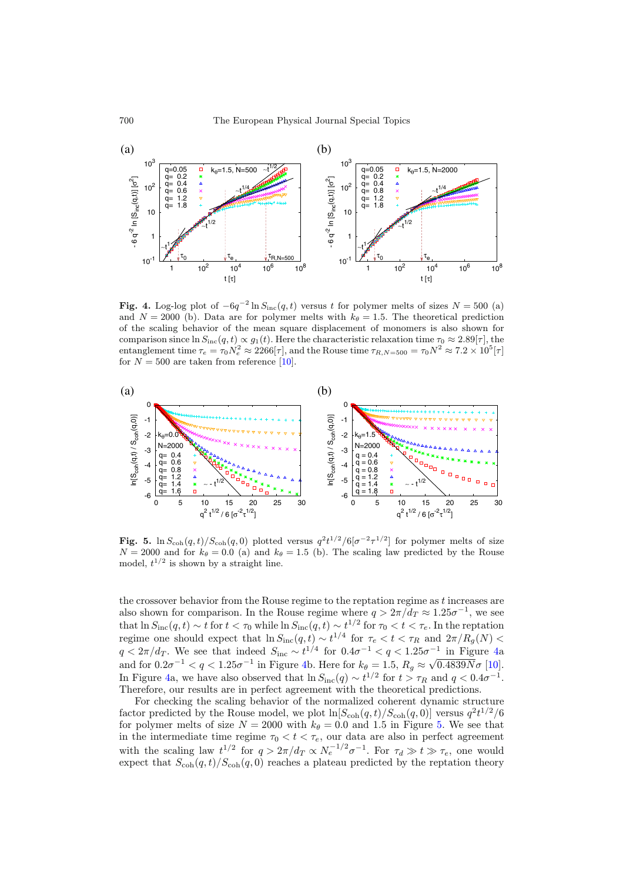**Fig. 4.** Log-log plot of $-6q^{-2} \ln S_{\rm inc}(q,t)$ versus $t$ for polymer melts of sizes $N = 500$ (a) and $N = 2000$ (b). Data are for polymer melts with $k_\theta = 1.5$. The theoretical prediction of the scaling behavior of the mean square displacement of monomers is also shown for comparison since $\ln S_{\rm inc}(q,t) \propto g_1(t)$. Here the characteristic relaxation time $\tau_0 \approx 2.89[\tau]$, the entanglement time $\tau_e = \tau_0 N_e^2 \approx 2266[\tau]$, and the Rouse time $\tau_{R,N=500} = \tau_0 N^2 \approx 7.2 \times 10^5[\tau]$ for $N = 500$ are taken from reference [10].

**Fig. 5.** $\ln S_{\rm coh}(q,t)/S_{\rm coh}(q,0)$ plotted versus $q^2 t^{1/2}/6[\sigma^{-2}\tau^{1/2}]$ for polymer melts of size $N = 2000$ and for $k_\theta = 0.0$ (a) and $k_\theta = 1.5$ (b). The scaling law predicted by the Rouse model, $t^{1/2}$ is shown by a straight line.

the crossover behavior from the Rouse regime to the reptation regime as $t$ increases are also shown for comparison. In the Rouse regime where $q > 2\pi/d_T \approx 1.25\sigma^{-1}$, we see that $\ln S_{\rm inc}(q,t) \sim t$ for $t < \tau_0$ while $\ln S_{\rm inc}(q,t) \sim t^{1/2}$ for $\tau_0 < t < \tau_e$. In the reptation regime one should expect that $\ln S_{\rm inc}(q,t) \sim t^{1/4}$ for $\tau_e < t < \tau_R$ and $2\pi/R_g(N) < q < 2\pi/d_T$. We see that indeed $S_{\rm inc} \sim t^{1/4}$ for $0.4\sigma^{-1} < q < 1.25\sigma^{-1}$ in Figure 4a and for $0.2\sigma^{-1} < q < 1.25\sigma^{-1}$ in Figure 4b. Here for $k_\theta = 1.5$, $R_g \approx \sqrt{0.4839N}\sigma$ [10]. In Figure 4a, we have also observed that $\ln S_{\rm inc}(q) \sim t^{1/2}$ for $t > \tau_R$ and $q < 0.4\sigma^{-1}$. Therefore, our results are in perfect agreement with the theoretical predictions.

For checking the scaling behavior of the normalized coherent dynamic structure factor predicted by the Rouse model, we plot $\ln[S_{\rm coh}(q,t)/S_{\rm coh}(q,0)]$ versus $q^2 t^{1/2}/6$ for polymer melts of size $N = 2000$ with $k_\theta = 0.0$ and 1.5 in Figure 5. We see that in the intermediate time regime $\tau_0 < t < \tau_e$, our data are also in perfect agreement with the scaling law $t^{1/2}$ for $q > 2\pi/d_T \propto N_e^{-1/2}\sigma^{-1}$. For $\tau_d \gg t \gg \tau_e$, one would expect that $S_{\rm coh}(q,t)/S_{\rm coh}(q,0)$ reaches a plateau predicted by the reptation theory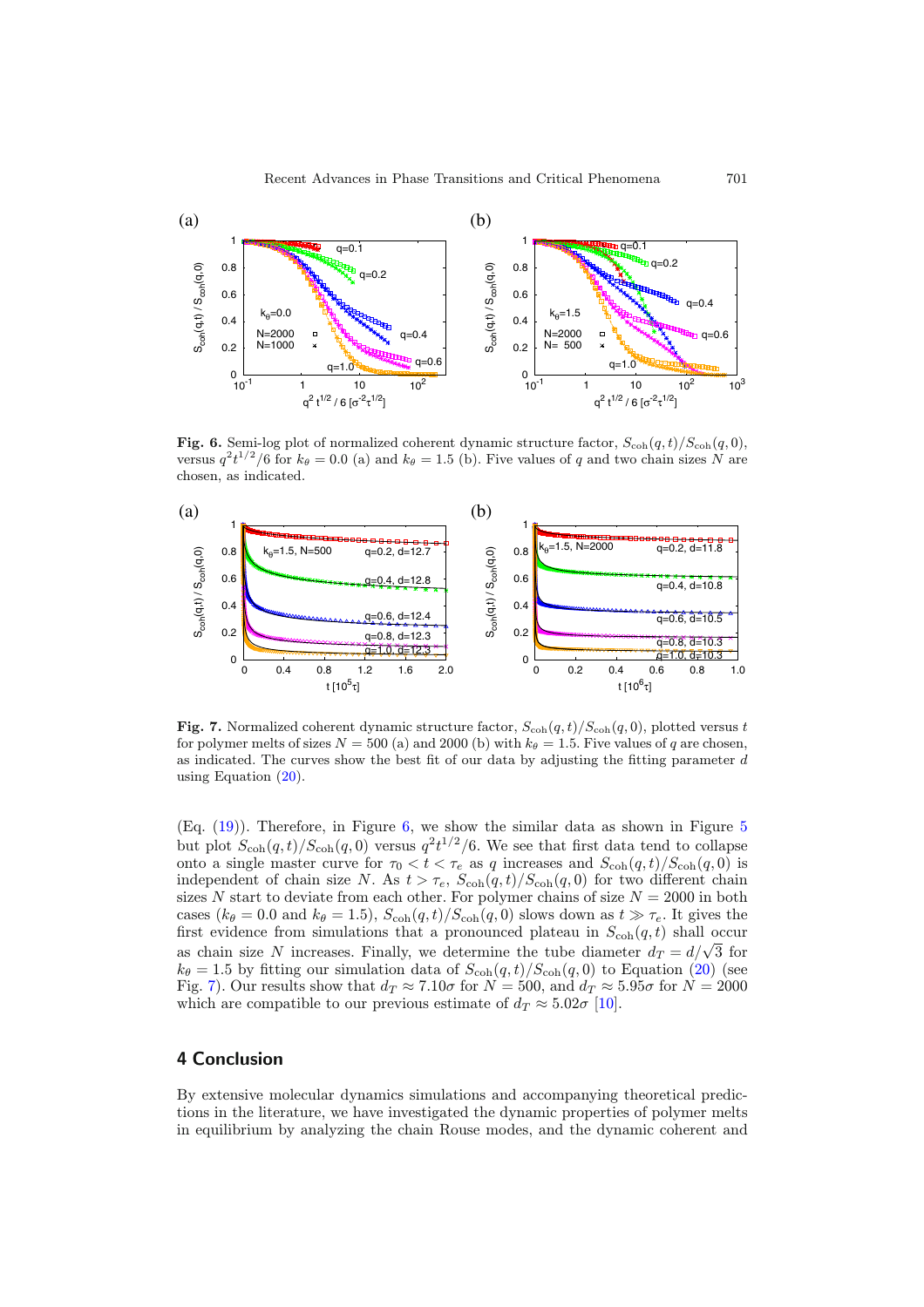**Fig. 6.** Semi-log plot of normalized coherent dynamic structure factor, $S_{\rm coh}(q,t)/S_{\rm coh}(q,0)$, versus $q^2t^{1/2}/6$ for $k_\theta = 0.0$ (a) and $k_\theta = 1.5$ (b). Five values of $q$ and two chain sizes $N$ are chosen, as indicated.

**Fig. 7.** Normalized coherent dynamic structure factor, $S_{\rm coh}(q,t)/S_{\rm coh}(q,0)$, plotted versus $t$ for polymer melts of sizes $N = 500$ (a) and 2000 (b) with $k_\theta = 1.5$. Five values of $q$ are chosen, as indicated. The curves show the best fit of our data by adjusting the fitting parameter $d$ using Equation (20).

(Eq. (19)). Therefore, in Figure 6, we show the similar data as shown in Figure 5 but plot $S_{\rm coh}(q,t)/S_{\rm coh}(q,0)$ versus $q^2t^{1/2}/6$. We see that first data tend to collapse onto a single master curve for $\tau_0 < t < \tau_e$ as $q$ increases and $S_{\rm coh}(q,t)/S_{\rm coh}(q,0)$ is independent of chain size $N$. As $t > \tau_e$, $S_{\rm coh}(q,t)/S_{\rm coh}(q,0)$ for two different chain sizes $N$ start to deviate from each other. For polymer chains of size $N = 2000$ in both cases ($k_\theta = 0.0$ and $k_\theta = 1.5$), $S_{\rm coh}(q,t)/S_{\rm coh}(q,0)$ slows down as $t \gg \tau_e$. It gives the first evidence from simulations that a pronounced plateau in $S_{\rm coh}(q,t)$ shall occur as chain size $N$ increases. Finally, we determine the tube diameter $d_T = d/\sqrt{3}$ for $k_\theta = 1.5$ by fitting our simulation data of $S_{\rm coh}(q,t)/S_{\rm coh}(q,0)$ to Equation (20) (see Fig. 7). Our results show that $d_T \approx 7.10\sigma$ for $N = 500$, and $d_T \approx 5.95\sigma$ for $N = 2000$ which are compatible to our previous estimate of $d_T \approx 5.02\sigma$ [10].

## 4 Conclusion

By extensive molecular dynamics simulations and accompanying theoretical predictions in the literature, we have investigated the dynamic properties of polymer melts in equilibrium by analyzing the chain Rouse modes, and the dynamic coherent and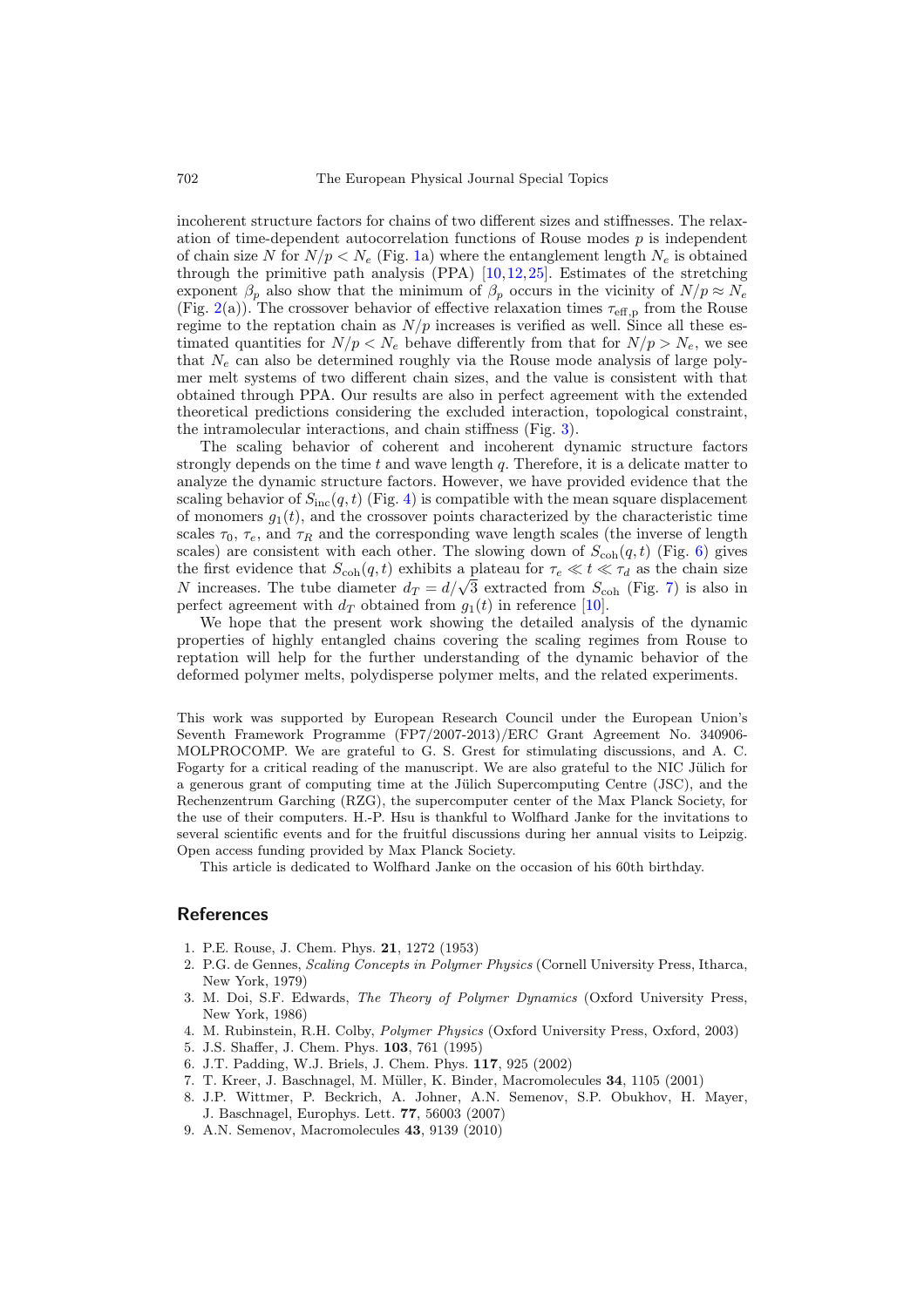incoherent structure factors for chains of two different sizes and stiffnesses. The relaxation of time-dependent autocorrelation functions of Rouse modes $p$ is independent of chain size $N$ for $N/p < N_e$ (Fig. 1a) where the entanglement length $N_e$ is obtained through the primitive path analysis (PPA) [10,12,25]. Estimates of the stretching exponent $\beta_p$ also show that the minimum of $\beta_p$ occurs in the vicinity of $N/p \approx N_e$ (Fig. 2(a)). The crossover behavior of effective relaxation times $\tau_{\text{eff,p}}$ from the Rouse regime to the reptation chain as $N/p$ increases is verified as well. Since all these estimated quantities for $N/p < N_e$ behave differently from that for $N/p > N_e$, we see that $N_e$ can also be determined roughly via the Rouse mode analysis of large polymer melt systems of two different chain sizes, and the value is consistent with that obtained through PPA. Our results are also in perfect agreement with the extended theoretical predictions considering the excluded interaction, topological constraint, the intramolecular interactions, and chain stiffness (Fig. 3).

The scaling behavior of coherent and incoherent dynamic structure factors strongly depends on the time $t$ and wave length $q$. Therefore, it is a delicate matter to analyze the dynamic structure factors. However, we have provided evidence that the scaling behavior of $S_{\text{inc}}(q,t)$ (Fig. 4) is compatible with the mean square displacement of monomers $g_1(t)$, and the crossover points characterized by the characteristic time scales $\tau_0$, $\tau_e$, and $\tau_R$ and the corresponding wave length scales (the inverse of length scales) are consistent with each other. The slowing down of $S_{\text{coh}}(q,t)$ (Fig. 6) gives the first evidence that $S_{\text{coh}}(q,t)$ exhibits a plateau for $\tau_e \ll t \ll \tau_d$ as the chain size $N$ increases. The tube diameter $d_T = d/\sqrt{3}$ extracted from $S_{\text{coh}}$ (Fig. 7) is also in perfect agreement with $d_T$ obtained from $g_1(t)$ in reference [10].

We hope that the present work showing the detailed analysis of the dynamic properties of highly entangled chains covering the scaling regimes from Rouse to reptation will help for the further understanding of the dynamic behavior of the deformed polymer melts, polydisperse polymer melts, and the related experiments.

This work was supported by European Research Council under the European Union's Seventh Framework Programme (FP7/2007-2013)/ERC Grant Agreement No. 340906-MOLPROCOMP. We are grateful to G. S. Grest for stimulating discussions, and A. C. Fogarty for a critical reading of the manuscript. We are also grateful to the NIC Jülich for a generous grant of computing time at the Jülich Supercomputing Centre (JSC), and the Rechenzentrum Garching (RZG), the supercomputer center of the Max Planck Society, for the use of their computers. H.-P. Hsu is thankful to Wolfhard Janke for the invitations to several scientific events and for the fruitful discussions during her annual visits to Leipzig. Open access funding provided by Max Planck Society.

This article is dedicated to Wolfhard Janke on the occasion of his 60th birthday.

## References

1. P.E. Rouse, J. Chem. Phys. **21**, 1272 (1953)
2. P.G. de Gennes, *Scaling Concepts in Polymer Physics* (Cornell University Press, Itharca, New York, 1979)
3. M. Doi, S.F. Edwards, *The Theory of Polymer Dynamics* (Oxford University Press, New York, 1986)
4. M. Rubinstein, R.H. Colby, *Polymer Physics* (Oxford University Press, Oxford, 2003)
5. J.S. Shaffer, J. Chem. Phys. **103**, 761 (1995)
6. J.T. Padding, W.J. Briels, J. Chem. Phys. **117**, 925 (2002)
7. T. Kreer, J. Baschnagel, M. Müller, K. Binder, Macromolecules **34**, 1105 (2001)
8. J.P. Wittmer, P. Beckrich, A. Johner, A.N. Semenov, S.P. Obukhov, H. Mayer, J. Baschnagel, Europhys. Lett. **77**, 56003 (2007)
9. A.N. Semenov, Macromolecules **43**, 9139 (2010)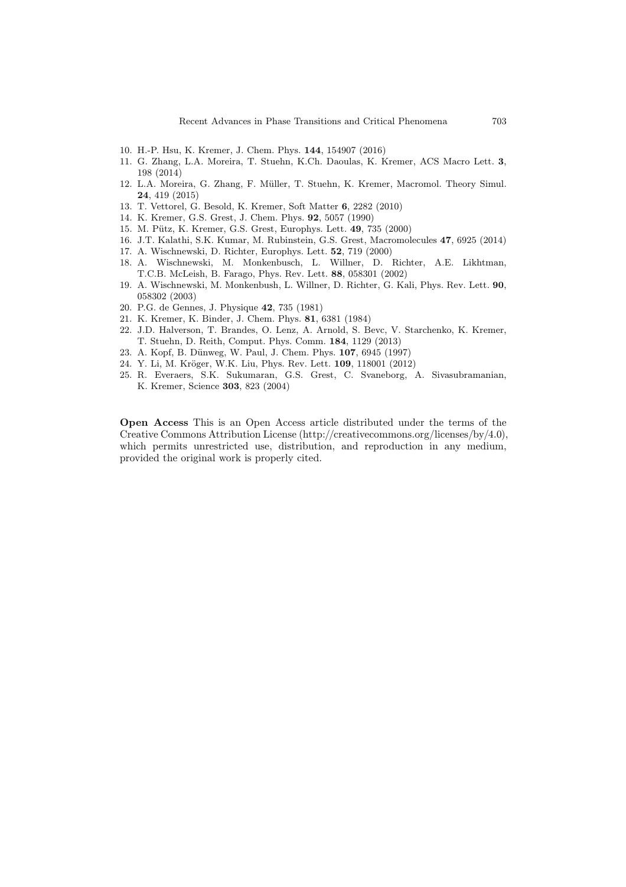10. H.-P. Hsu, K. Kremer, J. Chem. Phys. **144**, 154907 (2016)
11. G. Zhang, L.A. Moreira, T. Stuehn, K.Ch. Daoulas, K. Kremer, ACS Macro Lett. **3**, 198 (2014)
12. L.A. Moreira, G. Zhang, F. Müller, T. Stuehn, K. Kremer, Macromol. Theory Simul. **24**, 419 (2015)
13. T. Vettorel, G. Besold, K. Kremer, Soft Matter **6**, 2282 (2010)
14. K. Kremer, G.S. Grest, J. Chem. Phys. **92**, 5057 (1990)
15. M. Pütz, K. Kremer, G.S. Grest, Europhys. Lett. **49**, 735 (2000)
16. J.T. Kalathi, S.K. Kumar, M. Rubinstein, G.S. Grest, Macromolecules **47**, 6925 (2014)
17. A. Wischnewski, D. Richter, Europhys. Lett. **52**, 719 (2000)
18. A. Wischnewski, M. Monkenbusch, L. Willner, D. Richter, A.E. Likhtman, T.C.B. McLeish, B. Farago, Phys. Rev. Lett. **88**, 058301 (2002)
19. A. Wischnewski, M. Monkenbush, L. Willner, D. Richter, G. Kali, Phys. Rev. Lett. **90**, 058302 (2003)
20. P.G. de Gennes, J. Physique **42**, 735 (1981)
21. K. Kremer, K. Binder, J. Chem. Phys. **81**, 6381 (1984)
22. J.D. Halverson, T. Brandes, O. Lenz, A. Arnold, S. Bevc, V. Starchenko, K. Kremer, T. Stuehn, D. Reith, Comput. Phys. Comm. **184**, 1129 (2013)
23. A. Kopf, B. Dünweg, W. Paul, J. Chem. Phys. **107**, 6945 (1997)
24. Y. Li, M. Kröger, W.K. Liu, Phys. Rev. Lett. **109**, 118001 (2012)
25. R. Everaers, S.K. Sukumaran, G.S. Grest, C. Svaneborg, A. Sivasubramanian, K. Kremer, Science **303**, 823 (2004)

**Open Access** This is an Open Access article distributed under the terms of the Creative Commons Attribution License (http://creativecommons.org/licenses/by/4.0), which permits unrestricted use, distribution, and reproduction in any medium, provided the original work is properly cited.